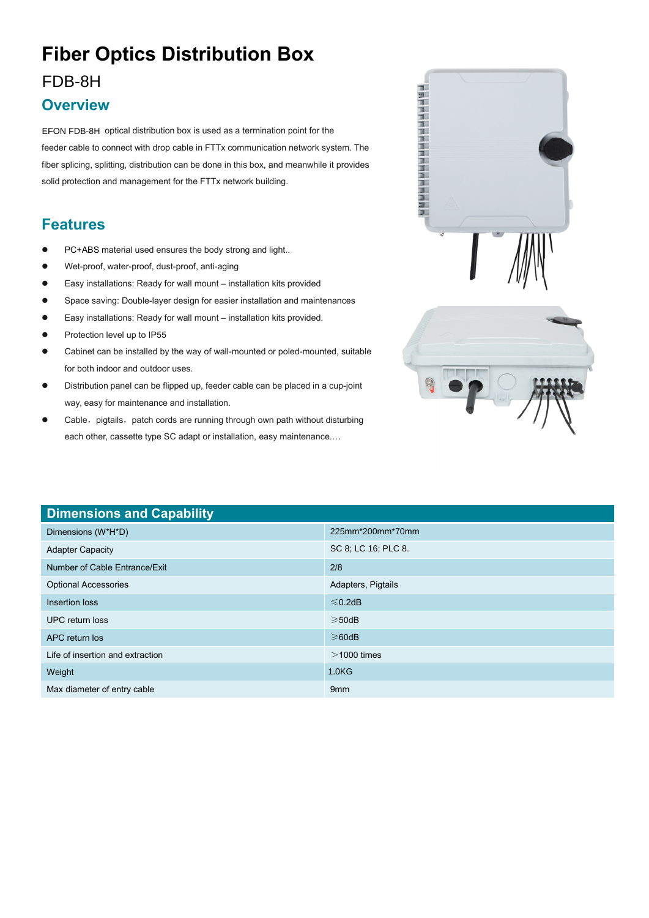# Fiber Optics Distribution Box

FDB-8H

## Overview

EFON FDB-8H optical distribution box is used as a termination point for the feeder cable to connect with drop cable in FTTx communication network system. The fiber splicing, splitting, distribution can be done in this box, and meanwhile it provides solid protection and management for the FTTx network building.

## Features

- PC+ABS material used ensures the body strong and light..
- Wet-proof, water-proof, dust-proof, anti-aging
- Easy installations: Ready for wall mount – installation kits provided
- Space saving: Double-layer design for easier installation and maintenances
- Easy installations: Ready for wall mount – installation kits provided.
- Protection level up to IP55
- Cabinet can be installed by the way of wall-mounted or poled-mounted, suitable for both indoor and outdoor uses.
- Distribution panel can be flipped up, feeder cable can be placed in a cup-joint way, easy for maintenance and installation.
- Cable，pigtails，patch cords are running through own path without disturbing each other, cassette type SC adapt or installation, easy maintenance.…

| Dimensions and Capability | |
|---|---|
| Dimensions (W*H*D) | 225mm*200mm*70mm |
| Adapter Capacity | SC 8; LC 16; PLC 8. |
| Number of Cable Entrance/Exit | 2/8 |
| Optional Accessories | Adapters, Pigtails |
| Insertion loss | ≤0.2dB |
| UPC return loss | ≥50dB |
| APC return los | ≥60dB |
| Life of insertion and extraction | ＞1000 times |
| Weight | 1.0KG |
| Max diameter of entry cable | 9mm |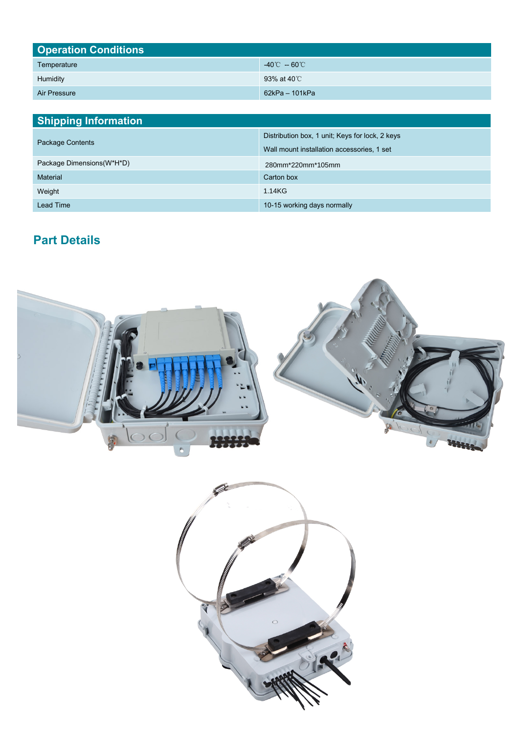## Operation Conditions

| | |
|---|---|
| Temperature | -40℃ -- 60℃ |
| Humidity | 93% at 40℃ |
| Air Pressure | 62kPa – 101kPa |

## Shipping Information

| | |
|---|---|
| Package Contents | Distribution box, 1 unit; Keys for lock, 2 keys<br>Wall mount installation accessories, 1 set |
| Package Dimensions(W*H*D) | 280mm*220mm*105mm |
| Material | Carton box |
| Weight | 1.14KG |
| Lead Time | 10-15 working days normally |

## Part Details